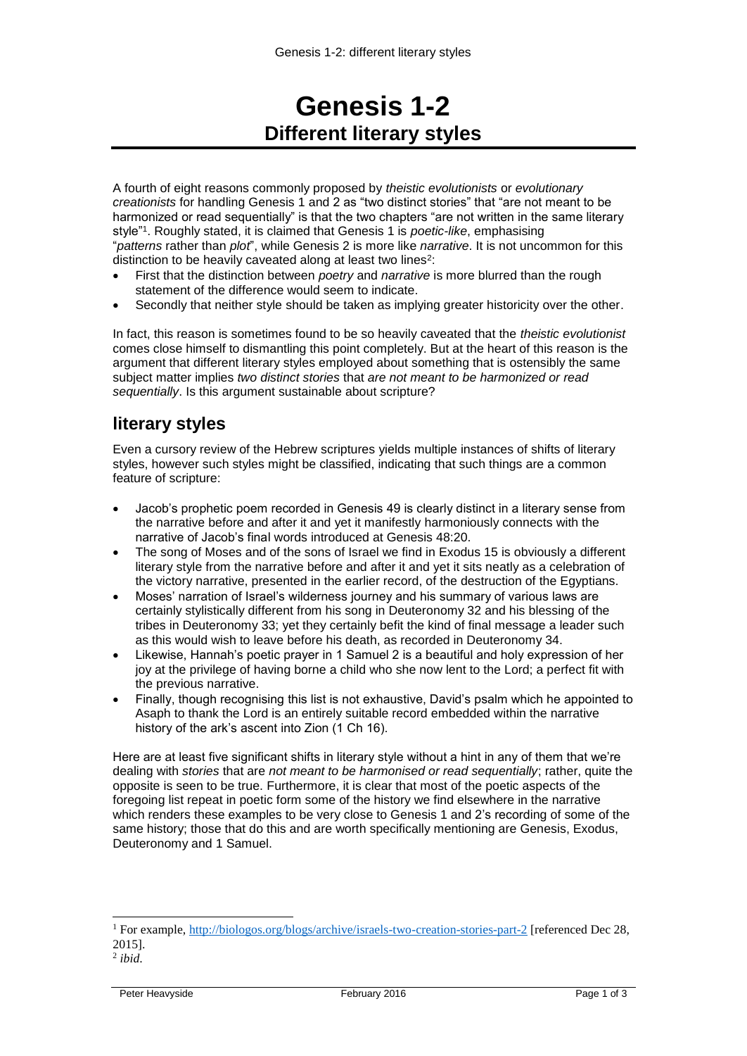# Genesis 1-2

## Different literary styles

A fourth of eight reasons commonly proposed by *theistic evolutionists* or *evolutionary creationists* for handling Genesis 1 and 2 as "two distinct stories" that "are not meant to be harmonized or read sequentially" is that the two chapters "are not written in the same literary style"[1]. Roughly stated, it is claimed that Genesis 1 is *poetic-like*, emphasising "*patterns* rather than *plot*", while Genesis 2 is more like *narrative*. It is not uncommon for this distinction to be heavily caveated along at least two lines[2]:

- First that the distinction between *poetry* and *narrative* is more blurred than the rough statement of the difference would seem to indicate.
- Secondly that neither style should be taken as implying greater historicity over the other.

In fact, this reason is sometimes found to be so heavily caveated that the *theistic evolutionist* comes close himself to dismantling this point completely. But at the heart of this reason is the argument that different literary styles employed about something that is ostensibly the same subject matter implies *two distinct stories* that *are not meant to be harmonized or read sequentially*. Is this argument sustainable about scripture?

## literary styles

Even a cursory review of the Hebrew scriptures yields multiple instances of shifts of literary styles, however such styles might be classified, indicating that such things are a common feature of scripture:

- Jacob's prophetic poem recorded in Genesis 49 is clearly distinct in a literary sense from the narrative before and after it and yet it manifestly harmoniously connects with the narrative of Jacob's final words introduced at Genesis 48:20.
- The song of Moses and of the sons of Israel we find in Exodus 15 is obviously a different literary style from the narrative before and after it and yet it sits neatly as a celebration of the victory narrative, presented in the earlier record, of the destruction of the Egyptians.
- Moses' narration of Israel's wilderness journey and his summary of various laws are certainly stylistically different from his song in Deuteronomy 32 and his blessing of the tribes in Deuteronomy 33; yet they certainly befit the kind of final message a leader such as this would wish to leave before his death, as recorded in Deuteronomy 34.
- Likewise, Hannah's poetic prayer in 1 Samuel 2 is a beautiful and holy expression of her joy at the privilege of having borne a child who she now lent to the Lord; a perfect fit with the previous narrative.
- Finally, though recognising this list is not exhaustive, David's psalm which he appointed to Asaph to thank the Lord is an entirely suitable record embedded within the narrative history of the ark's ascent into Zion (1 Ch 16).

Here are at least five significant shifts in literary style without a hint in any of them that we're dealing with *stories* that are *not meant to be harmonised or read sequentially*; rather, quite the opposite is seen to be true. Furthermore, it is clear that most of the poetic aspects of the foregoing list repeat in poetic form some of the history we find elsewhere in the narrative which renders these examples to be very close to Genesis 1 and 2's recording of some of the same history; those that do this and are worth specifically mentioning are Genesis, Exodus, Deuteronomy and 1 Samuel.

---

[1] For example, http://biologos.org/blogs/archive/israels-two-creation-stories-part-2 [referenced Dec 28, 2015].

[2] *ibid.*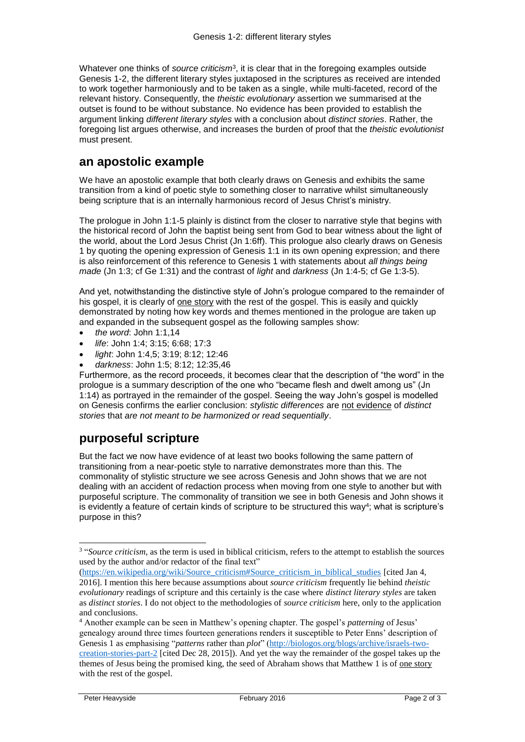Whatever one thinks of *source criticism*[3], it is clear that in the foregoing examples outside Genesis 1-2, the different literary styles juxtaposed in the scriptures as received are intended to work together harmoniously and to be taken as a single, while multi-faceted, record of the relevant history. Consequently, the *theistic evolutionary* assertion we summarised at the outset is found to be without substance. No evidence has been provided to establish the argument linking *different literary styles* with a conclusion about *distinct stories*. Rather, the foregoing list argues otherwise, and increases the burden of proof that the *theistic evolutionist* must present.

## an apostolic example

We have an apostolic example that both clearly draws on Genesis and exhibits the same transition from a kind of poetic style to something closer to narrative whilst simultaneously being scripture that is an internally harmonious record of Jesus Christ's ministry.

The prologue in John 1:1-5 plainly is distinct from the closer to narrative style that begins with the historical record of John the baptist being sent from God to bear witness about the light of the world, about the Lord Jesus Christ (Jn 1:6ff). This prologue also clearly draws on Genesis 1 by quoting the opening expression of Genesis 1:1 in its own opening expression; and there is also reinforcement of this reference to Genesis 1 with statements about *all things being made* (Jn 1:3; cf Ge 1:31) and the contrast of *light* and *darkness* (Jn 1:4-5; cf Ge 1:3-5).

And yet, notwithstanding the distinctive style of John's prologue compared to the remainder of his gospel, it is clearly of <u>one story</u> with the rest of the gospel. This is easily and quickly demonstrated by noting how key words and themes mentioned in the prologue are taken up and expanded in the subsequent gospel as the following samples show:

- *the word*: John 1:1,14
- *life*: John 1:4; 3:15; 6:68; 17:3
- *light*: John 1:4,5; 3:19; 8:12; 12:46
- *darkness*: John 1:5; 8:12; 12:35,46

Furthermore, as the record proceeds, it becomes clear that the description of "the word" in the prologue is a summary description of the one who "became flesh and dwelt among us" (Jn 1:14) as portrayed in the remainder of the gospel. Seeing the way John's gospel is modelled on Genesis confirms the earlier conclusion: *stylistic differences* are <u>not evidence</u> of *distinct stories* that *are not meant to be harmonized or read sequentially*.

## purposeful scripture

But the fact we now have evidence of at least two books following the same pattern of transitioning from a near-poetic style to narrative demonstrates more than this. The commonality of stylistic structure we see across Genesis and John shows that we are not dealing with an accident of redaction process when moving from one style to another but with purposeful scripture. The commonality of transition we see in both Genesis and John shows it is evidently a feature of certain kinds of scripture to be structured this way[4]; what is scripture's purpose in this?

---

[3] "*Source criticism*, as the term is used in biblical criticism, refers to the attempt to establish the sources used by the author and/or redactor of the final text" (https://en.wikipedia.org/wiki/Source_criticism#Source_criticism_in_biblical_studies [cited Jan 4, 2016]. I mention this here because assumptions about *source criticism* frequently lie behind *theistic evolutionary* readings of scripture and this certainly is the case where *distinct literary styles* are taken as *distinct stories*. I do not object to the methodologies of *source criticism* here, only to the application and conclusions.

[4] Another example can be seen in Matthew's opening chapter. The gospel's *patterning* of Jesus' genealogy around three times fourteen generations renders it susceptible to Peter Enns' description of Genesis 1 as emphasising "*patterns* rather than *plot*" (http://biologos.org/blogs/archive/israels-two-creation-stories-part-2 [cited Dec 28, 2015]). And yet the way the remainder of the gospel takes up the themes of Jesus being the promised king, the seed of Abraham shows that Matthew 1 is of <u>one story</u> with the rest of the gospel.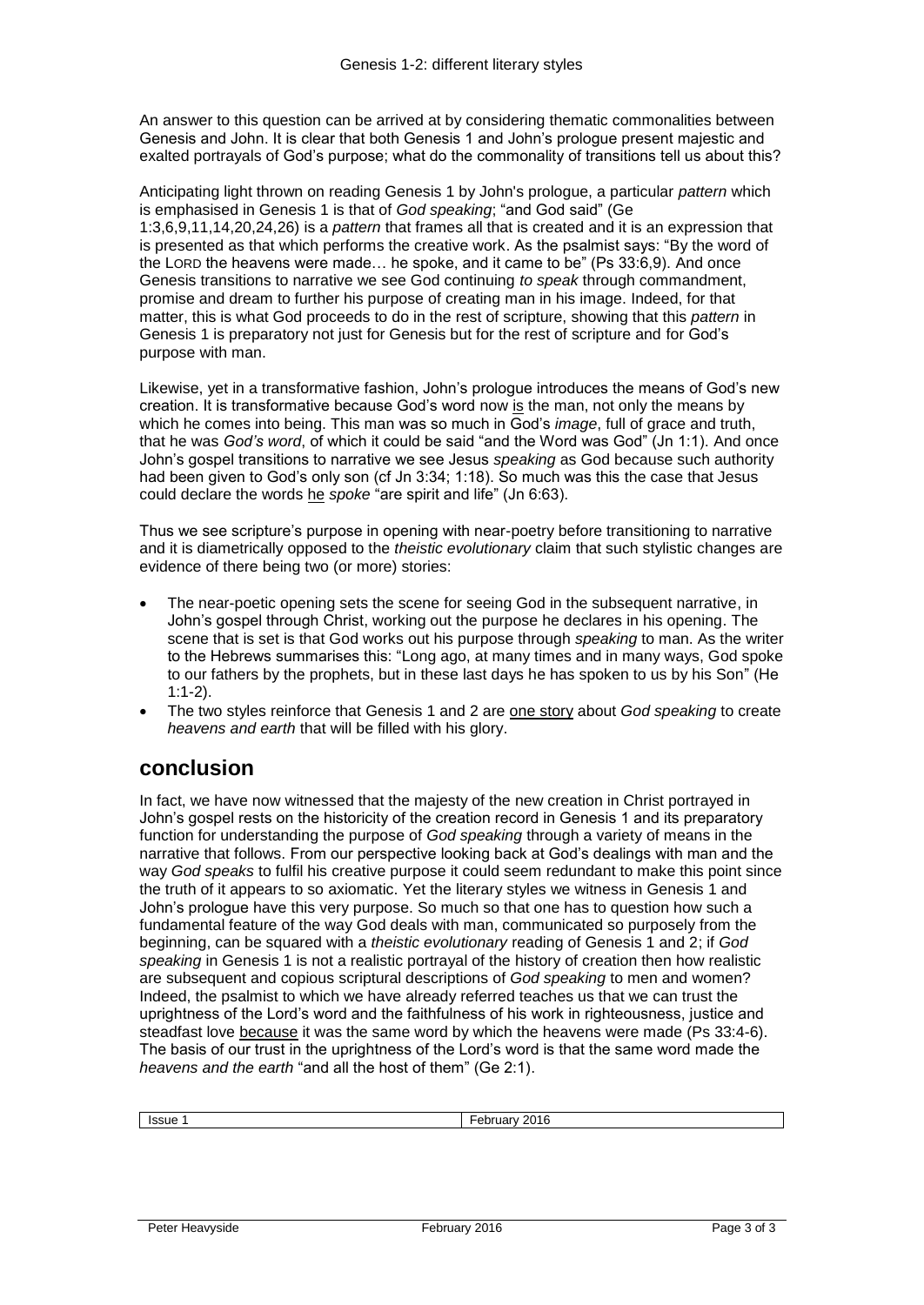An answer to this question can be arrived at by considering thematic commonalities between Genesis and John. It is clear that both Genesis 1 and John's prologue present majestic and exalted portrayals of God's purpose; what do the commonality of transitions tell us about this?

Anticipating light thrown on reading Genesis 1 by John's prologue, a particular *pattern* which is emphasised in Genesis 1 is that of *God speaking*; "and God said" (Ge 1:3,6,9,11,14,20,24,26) is a *pattern* that frames all that is created and it is an expression that is presented as that which performs the creative work. As the psalmist says: "By the word of the LORD the heavens were made… he spoke, and it came to be" (Ps 33:6,9). And once Genesis transitions to narrative we see God continuing *to speak* through commandment, promise and dream to further his purpose of creating man in his image. Indeed, for that matter, this is what God proceeds to do in the rest of scripture, showing that this *pattern* in Genesis 1 is preparatory not just for Genesis but for the rest of scripture and for God's purpose with man.

Likewise, yet in a transformative fashion, John's prologue introduces the means of God's new creation. It is transformative because God's word now is the man, not only the means by which he comes into being. This man was so much in God's *image*, full of grace and truth, that he was *God's word*, of which it could be said "and the Word was God" (Jn 1:1). And once John's gospel transitions to narrative we see Jesus *speaking* as God because such authority had been given to God's only son (cf Jn 3:34; 1:18). So much was this the case that Jesus could declare the words he *spoke* "are spirit and life" (Jn 6:63).

Thus we see scripture's purpose in opening with near-poetry before transitioning to narrative and it is diametrically opposed to the *theistic evolutionary* claim that such stylistic changes are evidence of there being two (or more) stories:

- The near-poetic opening sets the scene for seeing God in the subsequent narrative, in John's gospel through Christ, working out the purpose he declares in his opening. The scene that is set is that God works out his purpose through *speaking* to man. As the writer to the Hebrews summarises this: "Long ago, at many times and in many ways, God spoke to our fathers by the prophets, but in these last days he has spoken to us by his Son" (He 1:1-2).
- The two styles reinforce that Genesis 1 and 2 are one story about *God speaking* to create *heavens and earth* that will be filled with his glory.

## conclusion

In fact, we have now witnessed that the majesty of the new creation in Christ portrayed in John's gospel rests on the historicity of the creation record in Genesis 1 and its preparatory function for understanding the purpose of *God speaking* through a variety of means in the narrative that follows. From our perspective looking back at God's dealings with man and the way *God speaks* to fulfil his creative purpose it could seem redundant to make this point since the truth of it appears to so axiomatic. Yet the literary styles we witness in Genesis 1 and John's prologue have this very purpose. So much so that one has to question how such a fundamental feature of the way God deals with man, communicated so purposely from the beginning, can be squared with a *theistic evolutionary* reading of Genesis 1 and 2; if *God speaking* in Genesis 1 is not a realistic portrayal of the history of creation then how realistic are subsequent and copious scriptural descriptions of *God speaking* to men and women? Indeed, the psalmist to which we have already referred teaches us that we can trust the uprightness of the Lord's word and the faithfulness of his work in righteousness, justice and steadfast love because it was the same word by which the heavens were made (Ps 33:4-6). The basis of our trust in the uprightness of the Lord's word is that the same word made the *heavens and the earth* "and all the host of them" (Ge 2:1).

| Issue 1 | February 2016 |
|---|---|